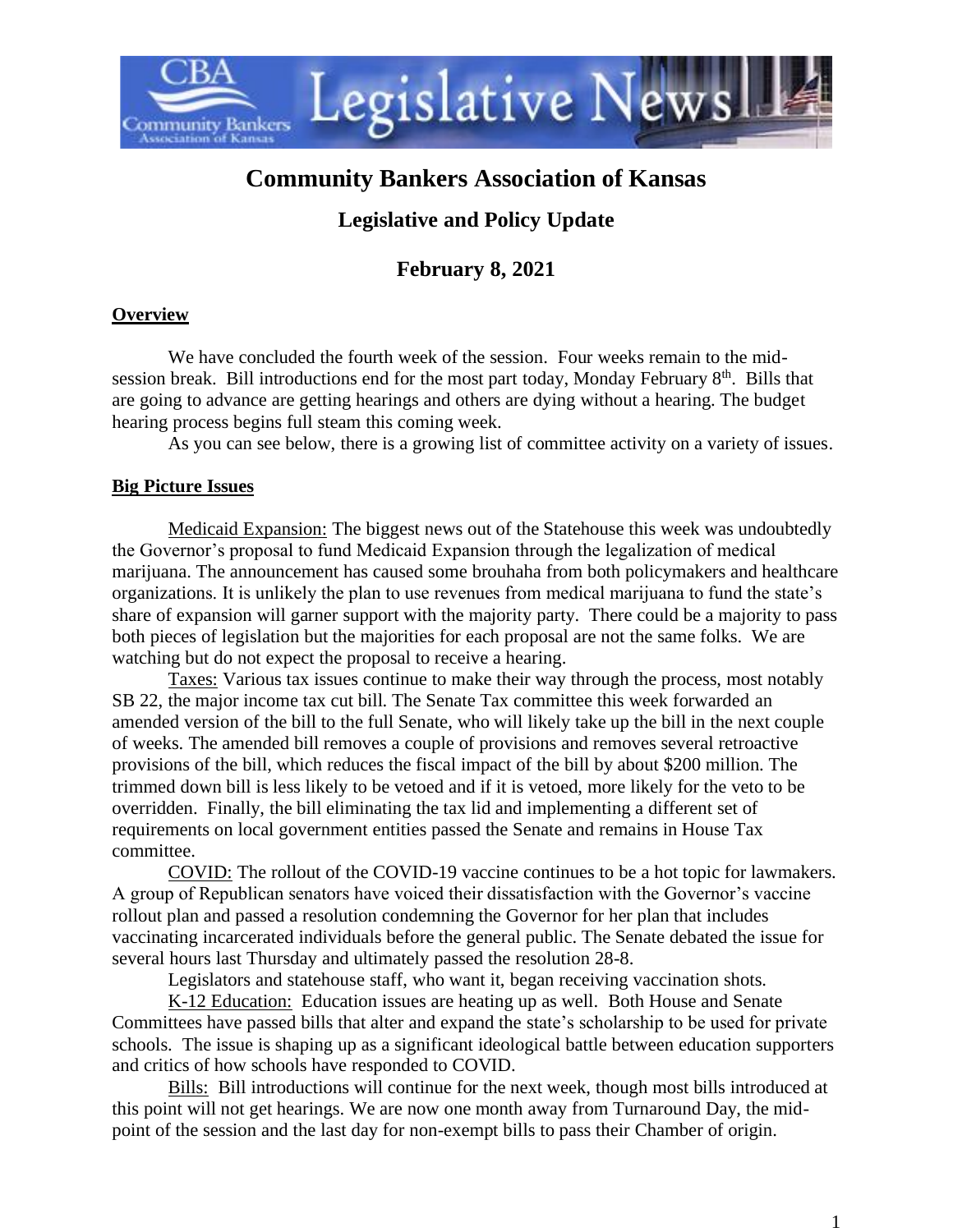# Community Bankers Association of Kansas

## Legislative and Policy Update

## February 8, 2021

**Overview**

We have concluded the fourth week of the session. Four weeks remain to the mid-session break. Bill introductions end for the most part today, Monday February 8th. Bills that are going to advance are getting hearings and others are dying without a hearing. The budget hearing process begins full steam this coming week.

As you can see below, there is a growing list of committee activity on a variety of issues.

**Big Picture Issues**

Medicaid Expansion: The biggest news out of the Statehouse this week was undoubtedly the Governor's proposal to fund Medicaid Expansion through the legalization of medical marijuana. The announcement has caused some brouhaha from both policymakers and healthcare organizations. It is unlikely the plan to use revenues from medical marijuana to fund the state's share of expansion will garner support with the majority party. There could be a majority to pass both pieces of legislation but the majorities for each proposal are not the same folks. We are watching but do not expect the proposal to receive a hearing.

Taxes: Various tax issues continue to make their way through the process, most notably SB 22, the major income tax cut bill. The Senate Tax committee this week forwarded an amended version of the bill to the full Senate, who will likely take up the bill in the next couple of weeks. The amended bill removes a couple of provisions and removes several retroactive provisions of the bill, which reduces the fiscal impact of the bill by about $200 million. The trimmed down bill is less likely to be vetoed and if it is vetoed, more likely for the veto to be overridden. Finally, the bill eliminating the tax lid and implementing a different set of requirements on local government entities passed the Senate and remains in House Tax committee.

COVID: The rollout of the COVID-19 vaccine continues to be a hot topic for lawmakers. A group of Republican senators have voiced their dissatisfaction with the Governor's vaccine rollout plan and passed a resolution condemning the Governor for her plan that includes vaccinating incarcerated individuals before the general public. The Senate debated the issue for several hours last Thursday and ultimately passed the resolution 28-8.

Legislators and statehouse staff, who want it, began receiving vaccination shots.

K-12 Education: Education issues are heating up as well. Both House and Senate Committees have passed bills that alter and expand the state's scholarship to be used for private schools. The issue is shaping up as a significant ideological battle between education supporters and critics of how schools have responded to COVID.

Bills: Bill introductions will continue for the next week, though most bills introduced at this point will not get hearings. We are now one month away from Turnaround Day, the mid-point of the session and the last day for non-exempt bills to pass their Chamber of origin.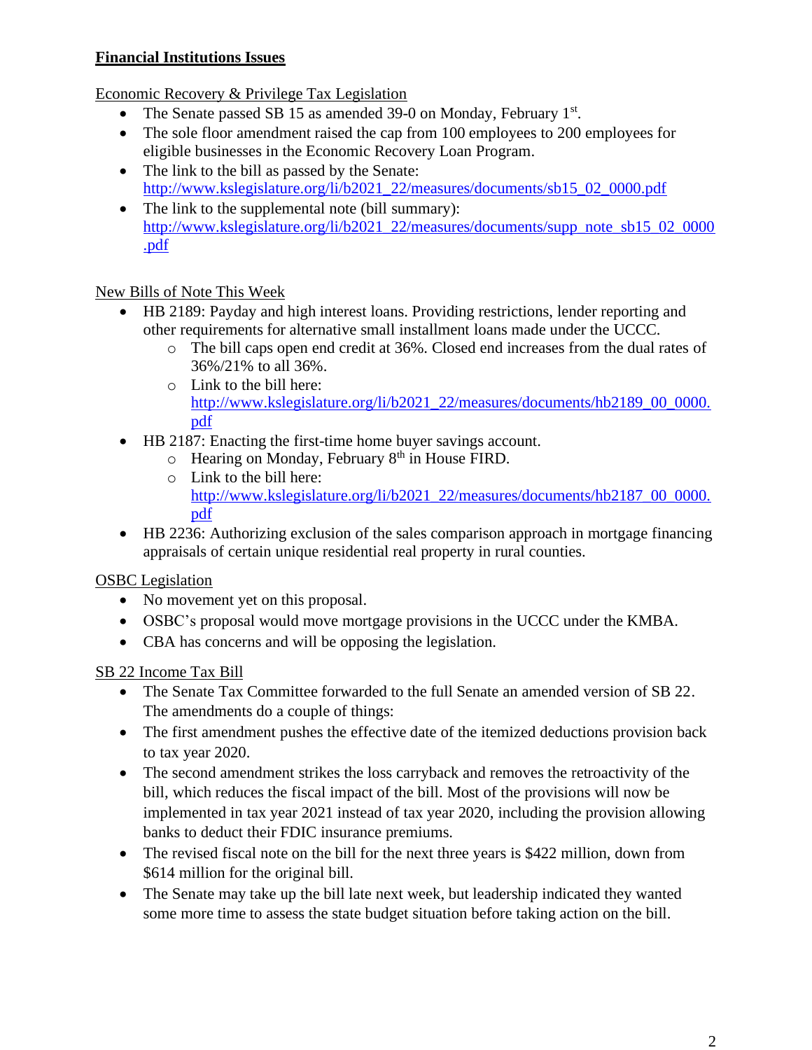**Financial Institutions Issues**

Economic Recovery & Privilege Tax Legislation

- The Senate passed SB 15 as amended 39-0 on Monday, February 1st.
- The sole floor amendment raised the cap from 100 employees to 200 employees for eligible businesses in the Economic Recovery Loan Program.
- The link to the bill as passed by the Senate: http://www.kslegislature.org/li/b2021_22/measures/documents/sb15_02_0000.pdf
- The link to the supplemental note (bill summary): http://www.kslegislature.org/li/b2021_22/measures/documents/supp_note_sb15_02_0000.pdf

New Bills of Note This Week

- HB 2189: Payday and high interest loans. Providing restrictions, lender reporting and other requirements for alternative small installment loans made under the UCCC.
  - The bill caps open end credit at 36%. Closed end increases from the dual rates of 36%/21% to all 36%.
  - Link to the bill here: http://www.kslegislature.org/li/b2021_22/measures/documents/hb2189_00_0000.pdf
- HB 2187: Enacting the first-time home buyer savings account.
  - Hearing on Monday, February 8th in House FIRD.
  - Link to the bill here: http://www.kslegislature.org/li/b2021_22/measures/documents/hb2187_00_0000.pdf
- HB 2236: Authorizing exclusion of the sales comparison approach in mortgage financing appraisals of certain unique residential real property in rural counties.

OSBC Legislation

- No movement yet on this proposal.
- OSBC's proposal would move mortgage provisions in the UCCC under the KMBA.
- CBA has concerns and will be opposing the legislation.

SB 22 Income Tax Bill

- The Senate Tax Committee forwarded to the full Senate an amended version of SB 22. The amendments do a couple of things:
- The first amendment pushes the effective date of the itemized deductions provision back to tax year 2020.
- The second amendment strikes the loss carryback and removes the retroactivity of the bill, which reduces the fiscal impact of the bill. Most of the provisions will now be implemented in tax year 2021 instead of tax year 2020, including the provision allowing banks to deduct their FDIC insurance premiums.
- The revised fiscal note on the bill for the next three years is $422 million, down from $614 million for the original bill.
- The Senate may take up the bill late next week, but leadership indicated they wanted some more time to assess the state budget situation before taking action on the bill.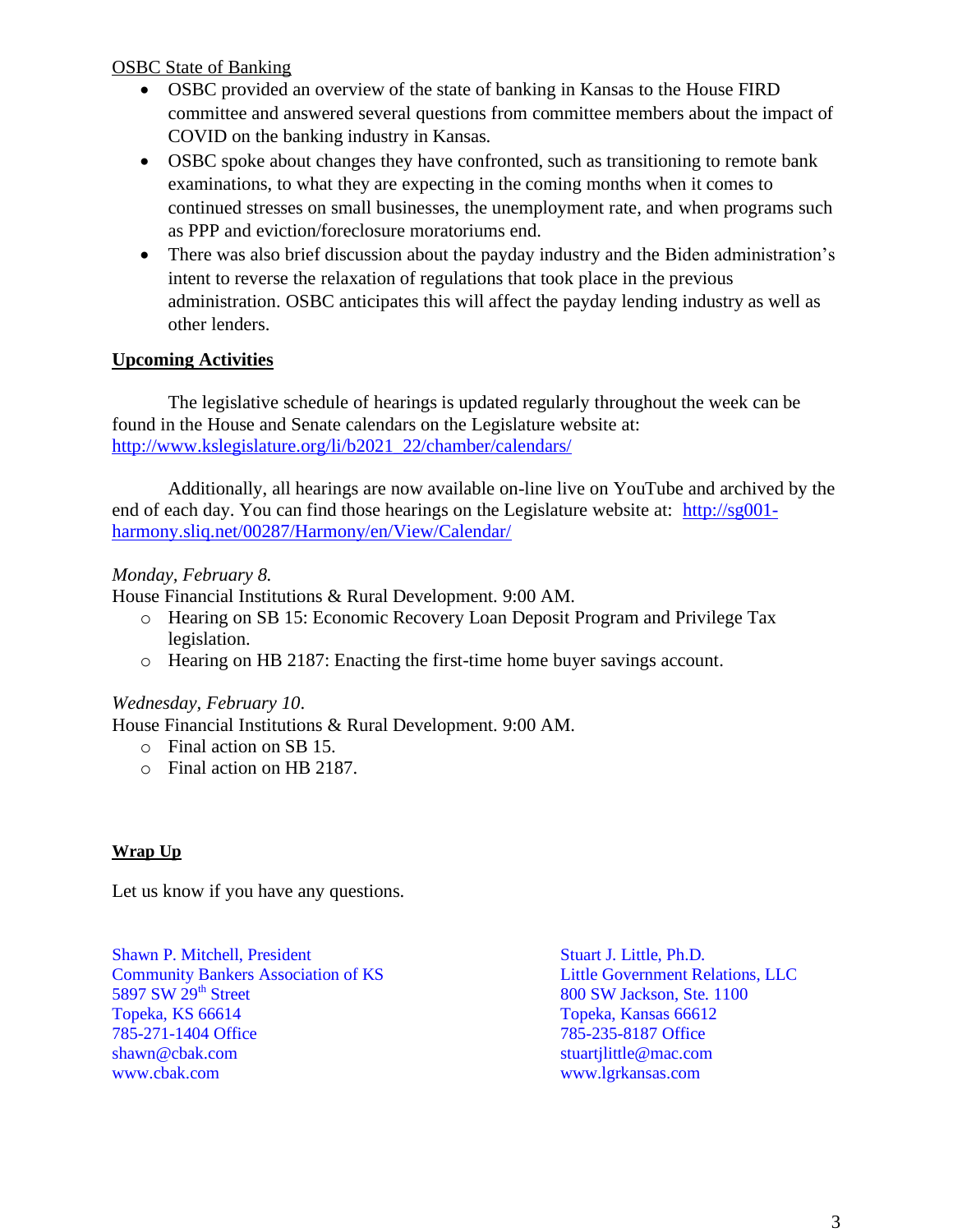OSBC State of Banking

- OSBC provided an overview of the state of banking in Kansas to the House FIRD committee and answered several questions from committee members about the impact of COVID on the banking industry in Kansas.
- OSBC spoke about changes they have confronted, such as transitioning to remote bank examinations, to what they are expecting in the coming months when it comes to continued stresses on small businesses, the unemployment rate, and when programs such as PPP and eviction/foreclosure moratoriums end.
- There was also brief discussion about the payday industry and the Biden administration's intent to reverse the relaxation of regulations that took place in the previous administration. OSBC anticipates this will affect the payday lending industry as well as other lenders.

## Upcoming Activities

The legislative schedule of hearings is updated regularly throughout the week can be found in the House and Senate calendars on the Legislature website at: http://www.kslegislature.org/li/b2021_22/chamber/calendars/

Additionally, all hearings are now available on-line live on YouTube and archived by the end of each day. You can find those hearings on the Legislature website at: http://sg001-harmony.sliq.net/00287/Harmony/en/View/Calendar/

*Monday, February 8.*
House Financial Institutions & Rural Development. 9:00 AM.

- Hearing on SB 15: Economic Recovery Loan Deposit Program and Privilege Tax legislation.
- Hearing on HB 2187: Enacting the first-time home buyer savings account.

*Wednesday, February 10.*
House Financial Institutions & Rural Development. 9:00 AM.

- Final action on SB 15.
- Final action on HB 2187.

## Wrap Up

Let us know if you have any questions.

Shawn P. Mitchell, President
Community Bankers Association of KS
5897 SW 29th Street
Topeka, KS 66614
785-271-1404 Office
shawn@cbak.com
www.cbak.com

Stuart J. Little, Ph.D.
Little Government Relations, LLC
800 SW Jackson, Ste. 1100
Topeka, Kansas 66612
785-235-8187 Office
stuartjlittle@mac.com
www.lgrkansas.com